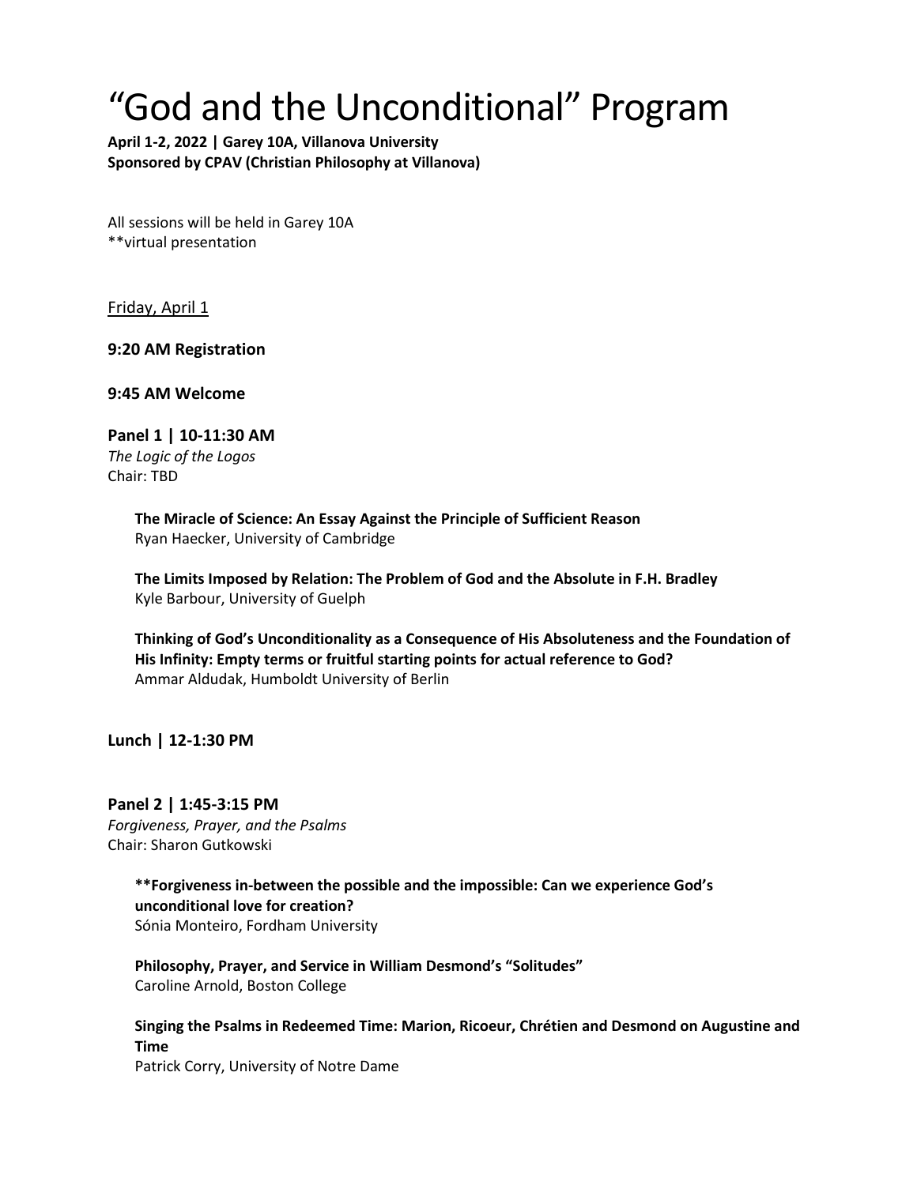# "God and the Unconditional" Program

**April 1-2, 2022 | Garey 10A, Villanova University**
**Sponsored by CPAV (Christian Philosophy at Villanova)**

All sessions will be held in Garey 10A
**virtual presentation

Friday, April 1

**9:20 AM Registration**

**9:45 AM Welcome**

**Panel 1 | 10-11:30 AM**
*The Logic of the Logos*
Chair: TBD

> **The Miracle of Science: An Essay Against the Principle of Sufficient Reason**
> Ryan Haecker, University of Cambridge
>
> **The Limits Imposed by Relation: The Problem of God and the Absolute in F.H. Bradley**
> Kyle Barbour, University of Guelph
>
> **Thinking of God's Unconditionality as a Consequence of His Absoluteness and the Foundation of His Infinity: Empty terms or fruitful starting points for actual reference to God?**
> Ammar Aldudak, Humboldt University of Berlin

**Lunch | 12-1:30 PM**

**Panel 2 | 1:45-3:15 PM**
*Forgiveness, Prayer, and the Psalms*
Chair: Sharon Gutkowski

> **\*\*Forgiveness in-between the possible and the impossible: Can we experience God's unconditional love for creation?**
> Sónia Monteiro, Fordham University
>
> **Philosophy, Prayer, and Service in William Desmond's "Solitudes"**
> Caroline Arnold, Boston College
>
> **Singing the Psalms in Redeemed Time: Marion, Ricoeur, Chrétien and Desmond on Augustine and Time**
> Patrick Corry, University of Notre Dame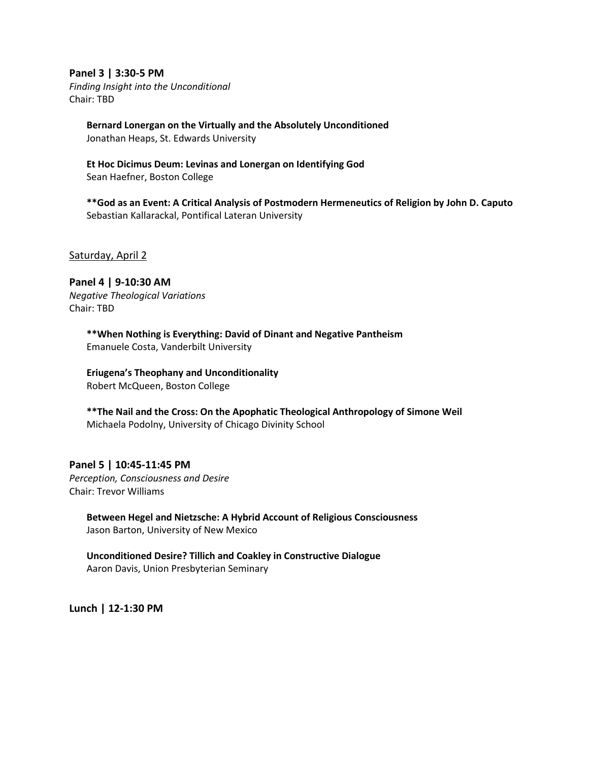**Panel 3 | 3:30-5 PM**
*Finding Insight into the Unconditional*
Chair: TBD

**Bernard Lonergan on the Virtually and the Absolutely Unconditioned**
Jonathan Heaps, St. Edwards University

**Et Hoc Dicimus Deum: Levinas and Lonergan on Identifying God**
Sean Haefner, Boston College

**\*\*God as an Event: A Critical Analysis of Postmodern Hermeneutics of Religion by John D. Caputo**
Sebastian Kallarackal, Pontifical Lateran University

<u>Saturday, April 2</u>

**Panel 4 | 9-10:30 AM**
*Negative Theological Variations*
Chair: TBD

**\*\*When Nothing is Everything: David of Dinant and Negative Pantheism**
Emanuele Costa, Vanderbilt University

**Eriugena's Theophany and Unconditionality**
Robert McQueen, Boston College

**\*\*The Nail and the Cross: On the Apophatic Theological Anthropology of Simone Weil**
Michaela Podolny, University of Chicago Divinity School

**Panel 5 | 10:45-11:45 PM**
*Perception, Consciousness and Desire*
Chair: Trevor Williams

**Between Hegel and Nietzsche: A Hybrid Account of Religious Consciousness**
Jason Barton, University of New Mexico

**Unconditioned Desire? Tillich and Coakley in Constructive Dialogue**
Aaron Davis, Union Presbyterian Seminary

**Lunch | 12-1:30 PM**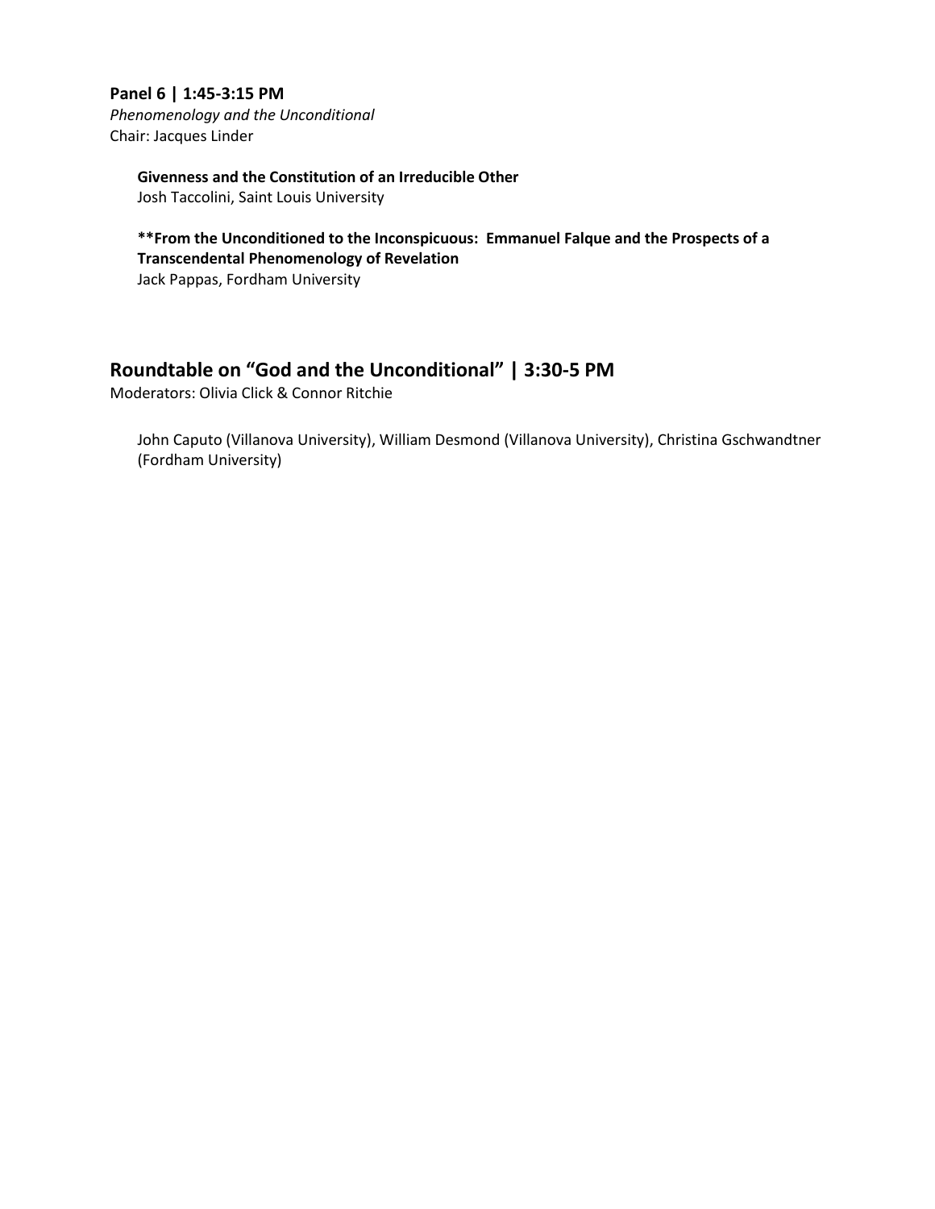**Panel 6 | 1:45-3:15 PM**
*Phenomenology and the Unconditional*
Chair: Jacques Linder

**Givenness and the Constitution of an Irreducible Other**
Josh Taccolini, Saint Louis University

**\*\*From the Unconditioned to the Inconspicuous: Emmanuel Falque and the Prospects of a Transcendental Phenomenology of Revelation**
Jack Pappas, Fordham University

## Roundtable on "God and the Unconditional" | 3:30-5 PM

Moderators: Olivia Click & Connor Ritchie

John Caputo (Villanova University), William Desmond (Villanova University), Christina Gschwandtner (Fordham University)